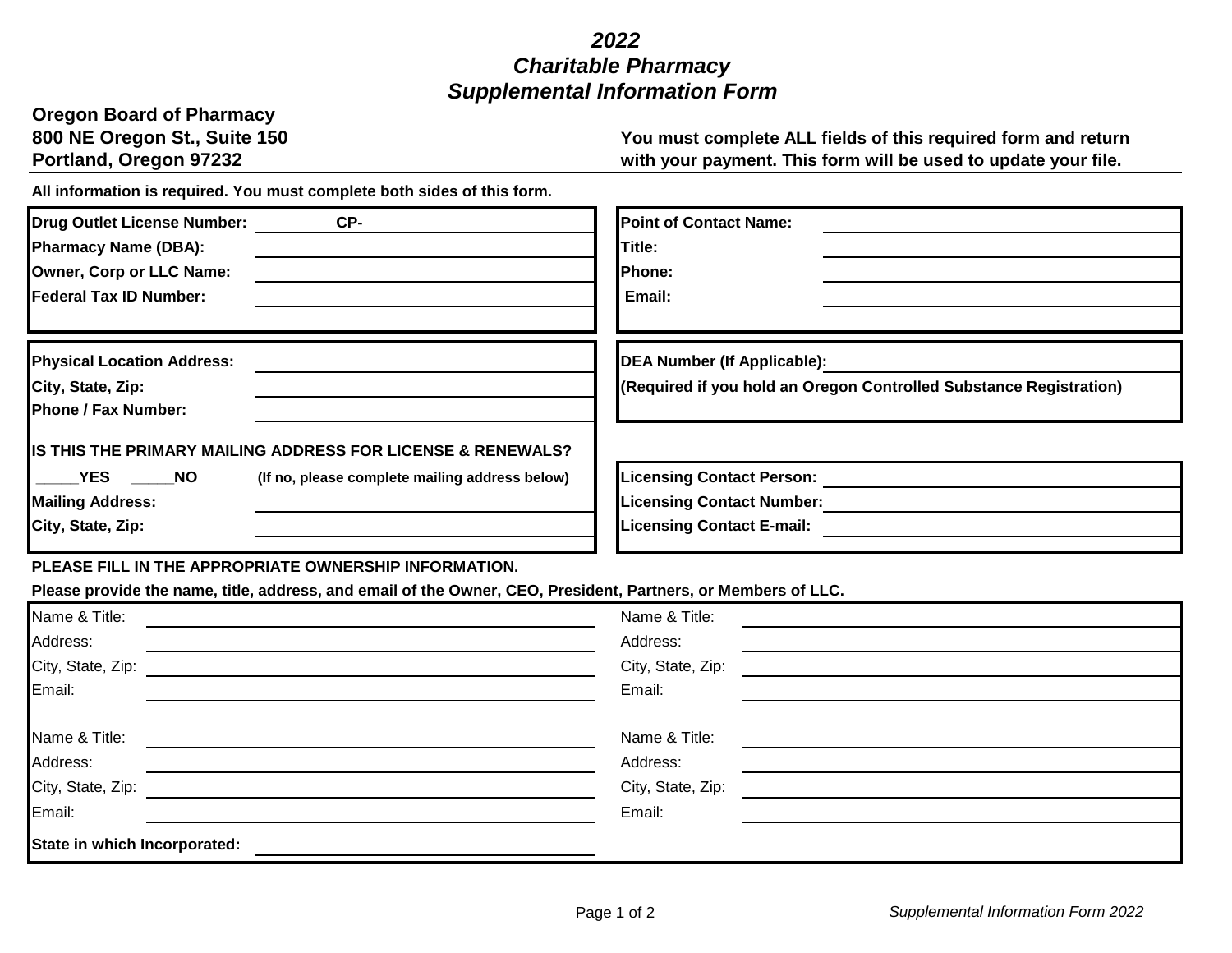# *2022*
# *Charitable Pharmacy*
# *Supplemental Information Form*

**Oregon Board of Pharmacy**
**800 NE Oregon St., Suite 150**
**Portland, Oregon 97232**

**You must complete ALL fields of this required form and return with your payment. This form will be used to update your file.**

**All information is required. You must complete both sides of this form.**

**Drug Outlet License Number:** CP-
**Pharmacy Name (DBA):**
**Owner, Corp or LLC Name:**
**Federal Tax ID Number:**

**Point of Contact Name:**
**Title:**
**Phone:**
**Email:**

**Physical Location Address:**
**City, State, Zip:**
**Phone / Fax Number:**

**IS THIS THE PRIMARY MAILING ADDRESS FOR LICENSE & RENEWALS?**

_____**YES** _____**NO** **(If no, please complete mailing address below)**

**Mailing Address:**
**City, State, Zip:**

**DEA Number (If Applicable):**
**(Required if you hold an Oregon Controlled Substance Registration)**

**Licensing Contact Person:**
**Licensing Contact Number:**
**Licensing Contact E-mail:**

**PLEASE FILL IN THE APPROPRIATE OWNERSHIP INFORMATION.**

**Please provide the name, title, address, and email of the Owner, CEO, President, Partners, or Members of LLC.**

Name & Title:
Address:
City, State, Zip:
Email:

Name & Title:
Address:
City, State, Zip:
Email:

Name & Title:
Address:
City, State, Zip:
Email:

Name & Title:
Address:
City, State, Zip:
Email:

**State in which Incorporated:**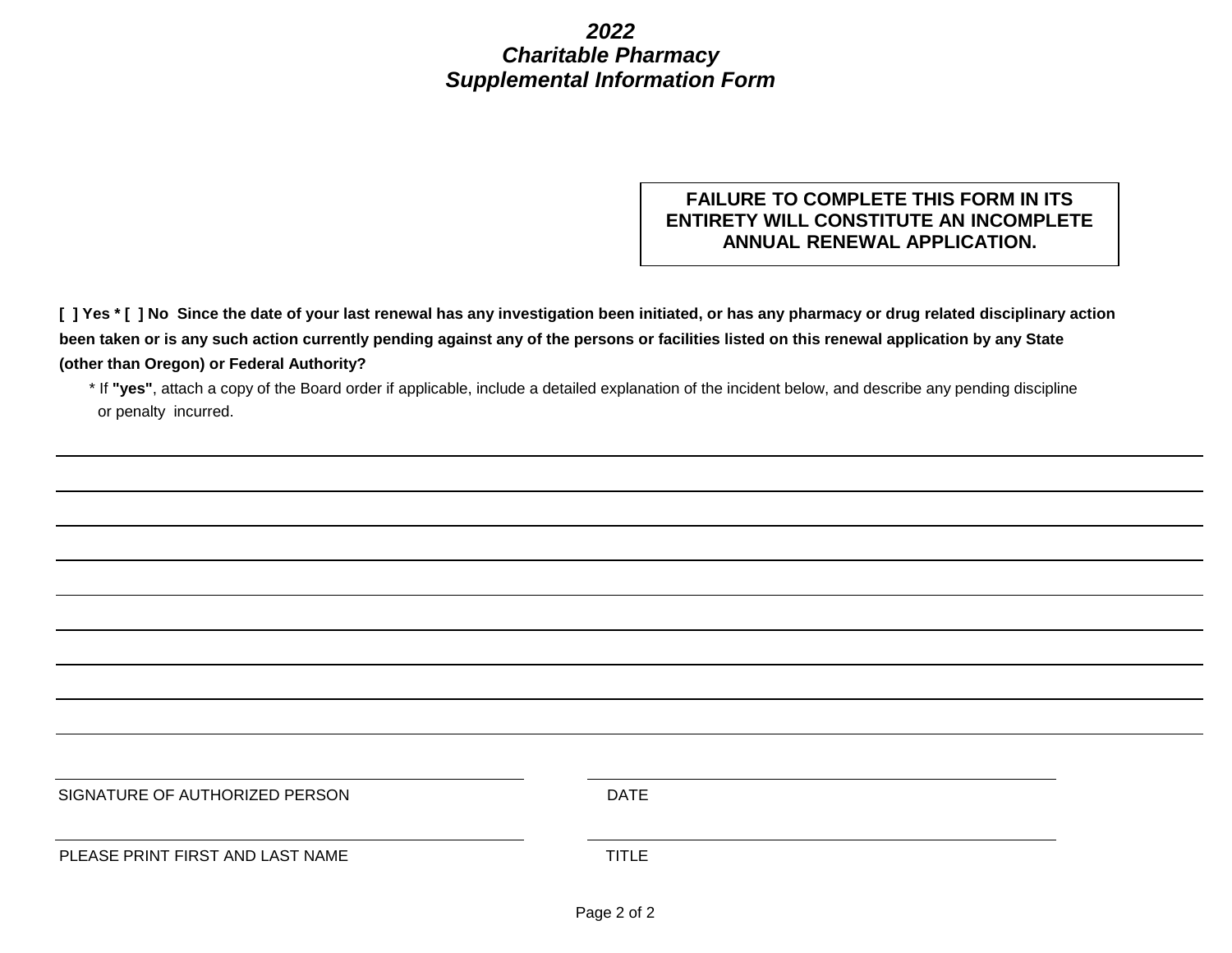# *2022*
# *Charitable Pharmacy*
# *Supplemental Information Form*

**FAILURE TO COMPLETE THIS FORM IN ITS ENTIRETY WILL CONSTITUTE AN INCOMPLETE ANNUAL RENEWAL APPLICATION.**

**[ ] Yes * [ ] No Since the date of your last renewal has any investigation been initiated, or has any pharmacy or drug related disciplinary action been taken or is any such action currently pending against any of the persons or facilities listed on this renewal application by any State (other than Oregon) or Federal Authority?**

\* If **"yes"**, attach a copy of the Board order if applicable, include a detailed explanation of the incident below, and describe any pending discipline or penalty incurred.

\_\_\_\_\_\_\_\_\_\_\_\_\_\_\_\_\_\_\_\_\_\_\_\_\_\_\_\_\_\_\_\_\_\_\_\_\_\_\_\_\_\_\_\_\_\_\_\_\_\_\_\_\_\_\_\_\_\_\_\_\_\_\_\_\_\_\_\_\_\_\_\_\_\_\_\_\_\_

\_\_\_\_\_\_\_\_\_\_\_\_\_\_\_\_\_\_\_\_\_\_\_\_\_\_\_\_\_\_\_\_\_\_\_\_\_\_\_\_\_\_\_\_\_\_\_\_\_\_\_\_\_\_\_\_\_\_\_\_\_\_\_\_\_\_\_\_\_\_\_\_\_\_\_\_\_\_

\_\_\_\_\_\_\_\_\_\_\_\_\_\_\_\_\_\_\_\_\_\_\_\_\_\_\_\_\_\_\_\_\_\_\_\_\_\_\_\_\_\_\_\_\_\_\_\_\_\_\_\_\_\_\_\_\_\_\_\_\_\_\_\_\_\_\_\_\_\_\_\_\_\_\_\_\_\_

\_\_\_\_\_\_\_\_\_\_\_\_\_\_\_\_\_\_\_\_\_\_\_\_\_\_\_\_\_\_\_\_\_\_\_\_\_\_\_\_\_\_\_\_\_\_\_\_\_\_\_\_\_\_\_\_\_\_\_\_\_\_\_\_\_\_\_\_\_\_\_\_\_\_\_\_\_\_

\_\_\_\_\_\_\_\_\_\_\_\_\_\_\_\_\_\_\_\_\_\_\_\_\_\_\_\_\_\_\_\_\_\_\_\_\_\_\_\_\_\_\_\_\_\_\_\_\_\_\_\_\_\_\_\_\_\_\_\_\_\_\_\_\_\_\_\_\_\_\_\_\_\_\_\_\_\_

\_\_\_\_\_\_\_\_\_\_\_\_\_\_\_\_\_\_\_\_\_\_\_\_\_\_\_\_\_\_\_\_\_\_\_\_\_\_\_\_\_\_\_\_\_\_\_\_\_\_\_\_\_\_\_\_\_\_\_\_\_\_\_\_\_\_\_\_\_\_\_\_\_\_\_\_\_\_

\_\_\_\_\_\_\_\_\_\_\_\_\_\_\_\_\_\_\_\_\_\_\_\_\_\_\_\_\_\_\_\_\_\_\_\_\_\_\_\_\_\_\_\_\_\_\_\_\_\_\_\_\_\_\_\_\_\_\_\_\_\_\_\_\_\_\_\_\_\_\_\_\_\_\_\_\_\_

\_\_\_\_\_\_\_\_\_\_\_\_\_\_\_\_\_\_\_\_\_\_\_\_\_\_\_\_\_\_\_\_\_\_\_\_\_\_\_\_\_\_\_\_\_\_\_\_\_\_\_\_\_\_\_\_\_\_\_\_\_\_\_\_\_\_\_\_\_\_\_\_\_\_\_\_\_\_

\_\_\_\_\_\_\_\_\_\_\_\_\_\_\_\_\_\_\_\_\_\_\_\_\_\_\_\_\_\_\_\_\_\_\_\_\_\_\_\_\_\_\_\_\_\_\_\_\_\_\_\_\_\_\_\_\_\_\_\_\_\_\_\_\_\_\_\_\_\_\_\_\_\_\_\_\_\_

| | |
|---|---|
| \_\_\_\_\_\_\_\_\_\_\_\_\_\_\_\_\_\_\_\_\_\_\_\_\_\_\_\_\_\_ | \_\_\_\_\_\_\_\_\_\_\_\_\_\_\_\_\_\_\_\_\_\_\_\_\_\_\_\_\_\_ |
| SIGNATURE OF AUTHORIZED PERSON | DATE |
| \_\_\_\_\_\_\_\_\_\_\_\_\_\_\_\_\_\_\_\_\_\_\_\_\_\_\_\_\_\_ | \_\_\_\_\_\_\_\_\_\_\_\_\_\_\_\_\_\_\_\_\_\_\_\_\_\_\_\_\_\_ |
| PLEASE PRINT FIRST AND LAST NAME | TITLE |